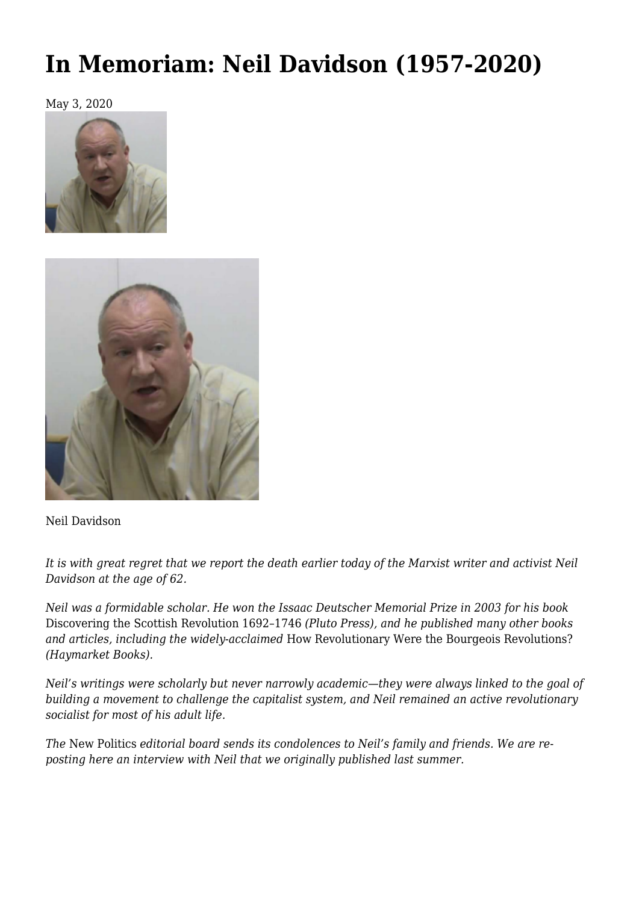# In Memoriam: Neil Davidson (1957-2020)

May 3, 2020

Neil Davidson

*It is with great regret that we report the death earlier today of the Marxist writer and activist Neil Davidson at the age of 62.*

*Neil was a formidable scholar. He won the Issaac Deutscher Memorial Prize in 2003 for his book* Discovering the Scottish Revolution 1692–1746 *(Pluto Press), and he published many other books and articles, including the widely-acclaimed* How Revolutionary Were the Bourgeois Revolutions? *(Haymarket Books).*

*Neil's writings were scholarly but never narrowly academic—they were always linked to the goal of building a movement to challenge the capitalist system, and Neil remained an active revolutionary socialist for most of his adult life.*

*The* New Politics *editorial board sends its condolences to Neil's family and friends. We are re-posting here an interview with Neil that we originally published last summer.*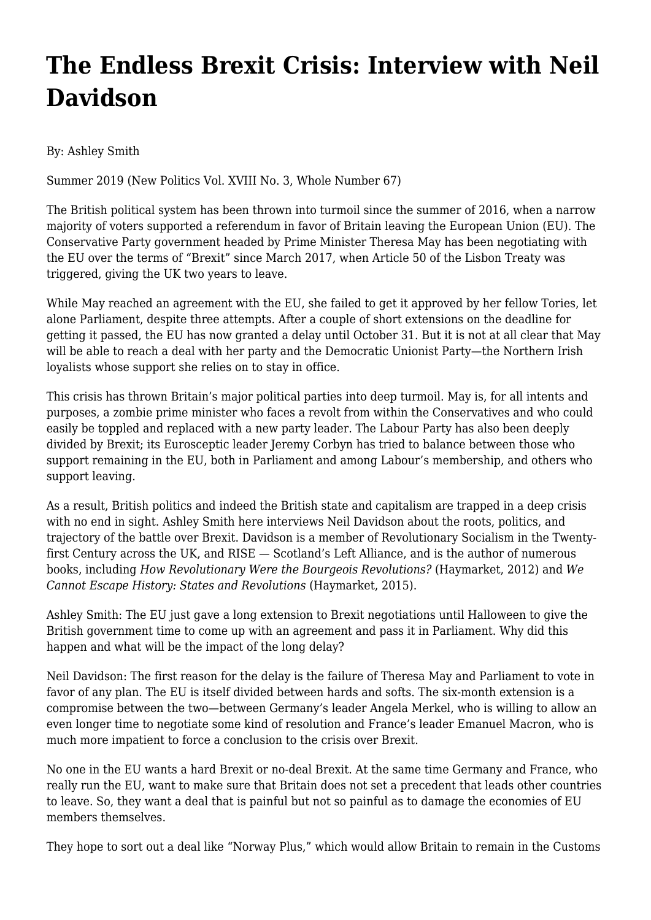# The Endless Brexit Crisis: Interview with Neil Davidson

By: Ashley Smith

Summer 2019 (New Politics Vol. XVIII No. 3, Whole Number 67)

The British political system has been thrown into turmoil since the summer of 2016, when a narrow majority of voters supported a referendum in favor of Britain leaving the European Union (EU). The Conservative Party government headed by Prime Minister Theresa May has been negotiating with the EU over the terms of "Brexit" since March 2017, when Article 50 of the Lisbon Treaty was triggered, giving the UK two years to leave.

While May reached an agreement with the EU, she failed to get it approved by her fellow Tories, let alone Parliament, despite three attempts. After a couple of short extensions on the deadline for getting it passed, the EU has now granted a delay until October 31. But it is not at all clear that May will be able to reach a deal with her party and the Democratic Unionist Party—the Northern Irish loyalists whose support she relies on to stay in office.

This crisis has thrown Britain's major political parties into deep turmoil. May is, for all intents and purposes, a zombie prime minister who faces a revolt from within the Conservatives and who could easily be toppled and replaced with a new party leader. The Labour Party has also been deeply divided by Brexit; its Eurosceptic leader Jeremy Corbyn has tried to balance between those who support remaining in the EU, both in Parliament and among Labour's membership, and others who support leaving.

As a result, British politics and indeed the British state and capitalism are trapped in a deep crisis with no end in sight. Ashley Smith here interviews Neil Davidson about the roots, politics, and trajectory of the battle over Brexit. Davidson is a member of Revolutionary Socialism in the Twenty-first Century across the UK, and RISE — Scotland's Left Alliance, and is the author of numerous books, including *How Revolutionary Were the Bourgeois Revolutions?* (Haymarket, 2012) and *We Cannot Escape History: States and Revolutions* (Haymarket, 2015).

Ashley Smith: The EU just gave a long extension to Brexit negotiations until Halloween to give the British government time to come up with an agreement and pass it in Parliament. Why did this happen and what will be the impact of the long delay?

Neil Davidson: The first reason for the delay is the failure of Theresa May and Parliament to vote in favor of any plan. The EU is itself divided between hards and softs. The six-month extension is a compromise between the two—between Germany's leader Angela Merkel, who is willing to allow an even longer time to negotiate some kind of resolution and France's leader Emanuel Macron, who is much more impatient to force a conclusion to the crisis over Brexit.

No one in the EU wants a hard Brexit or no-deal Brexit. At the same time Germany and France, who really run the EU, want to make sure that Britain does not set a precedent that leads other countries to leave. So, they want a deal that is painful but not so painful as to damage the economies of EU members themselves.

They hope to sort out a deal like "Norway Plus," which would allow Britain to remain in the Customs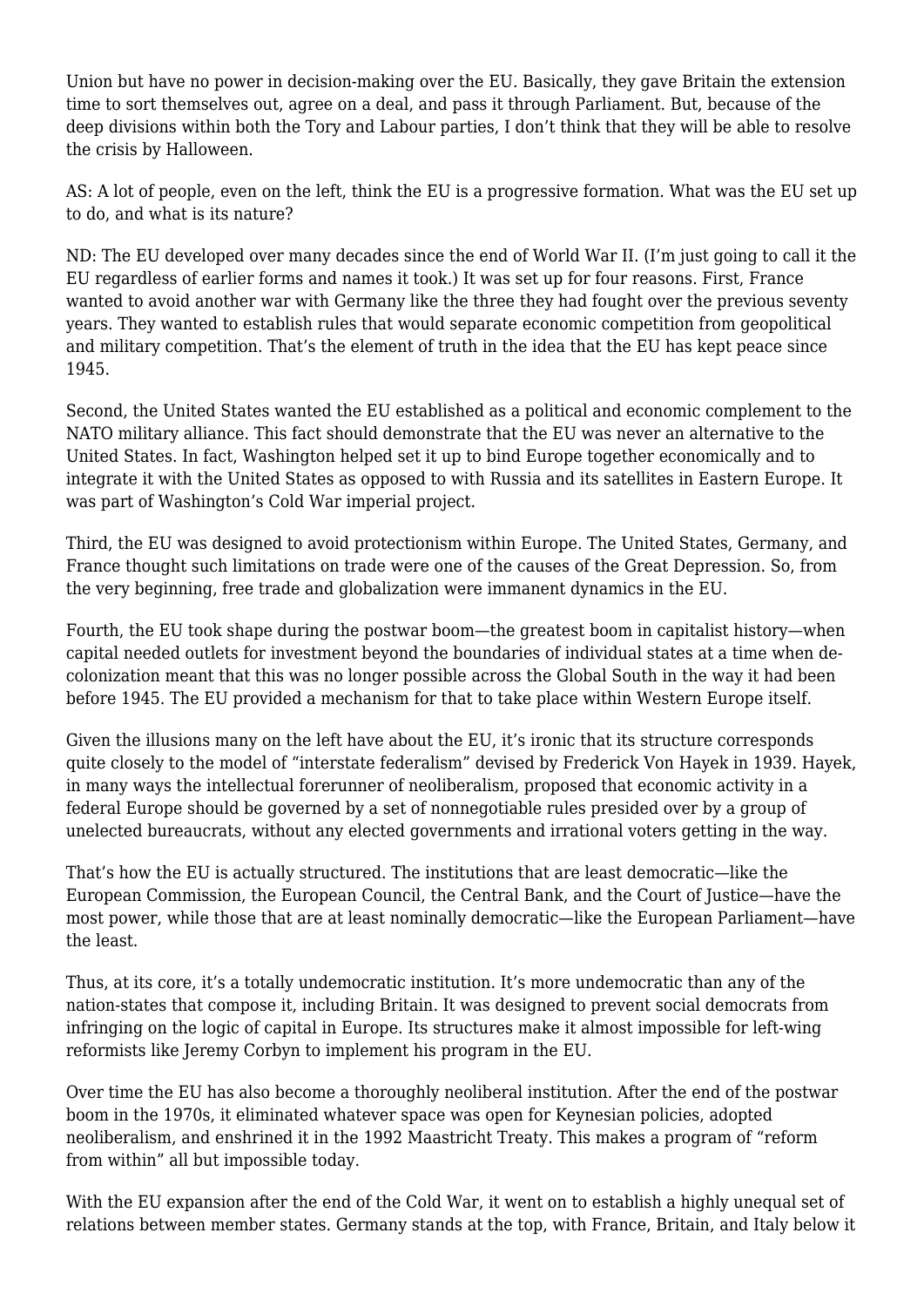Union but have no power in decision-making over the EU. Basically, they gave Britain the extension time to sort themselves out, agree on a deal, and pass it through Parliament. But, because of the deep divisions within both the Tory and Labour parties, I don't think that they will be able to resolve the crisis by Halloween.

AS: A lot of people, even on the left, think the EU is a progressive formation. What was the EU set up to do, and what is its nature?

ND: The EU developed over many decades since the end of World War II. (I'm just going to call it the EU regardless of earlier forms and names it took.) It was set up for four reasons. First, France wanted to avoid another war with Germany like the three they had fought over the previous seventy years. They wanted to establish rules that would separate economic competition from geopolitical and military competition. That's the element of truth in the idea that the EU has kept peace since 1945.

Second, the United States wanted the EU established as a political and economic complement to the NATO military alliance. This fact should demonstrate that the EU was never an alternative to the United States. In fact, Washington helped set it up to bind Europe together economically and to integrate it with the United States as opposed to with Russia and its satellites in Eastern Europe. It was part of Washington's Cold War imperial project.

Third, the EU was designed to avoid protectionism within Europe. The United States, Germany, and France thought such limitations on trade were one of the causes of the Great Depression. So, from the very beginning, free trade and globalization were immanent dynamics in the EU.

Fourth, the EU took shape during the postwar boom—the greatest boom in capitalist history—when capital needed outlets for investment beyond the boundaries of individual states at a time when de-colonization meant that this was no longer possible across the Global South in the way it had been before 1945. The EU provided a mechanism for that to take place within Western Europe itself.

Given the illusions many on the left have about the EU, it's ironic that its structure corresponds quite closely to the model of "interstate federalism" devised by Frederick Von Hayek in 1939. Hayek, in many ways the intellectual forerunner of neoliberalism, proposed that economic activity in a federal Europe should be governed by a set of nonnegotiable rules presided over by a group of unelected bureaucrats, without any elected governments and irrational voters getting in the way.

That's how the EU is actually structured. The institutions that are least democratic—like the European Commission, the European Council, the Central Bank, and the Court of Justice—have the most power, while those that are at least nominally democratic—like the European Parliament—have the least.

Thus, at its core, it's a totally undemocratic institution. It's more undemocratic than any of the nation-states that compose it, including Britain. It was designed to prevent social democrats from infringing on the logic of capital in Europe. Its structures make it almost impossible for left-wing reformists like Jeremy Corbyn to implement his program in the EU.

Over time the EU has also become a thoroughly neoliberal institution. After the end of the postwar boom in the 1970s, it eliminated whatever space was open for Keynesian policies, adopted neoliberalism, and enshrined it in the 1992 Maastricht Treaty. This makes a program of "reform from within" all but impossible today.

With the EU expansion after the end of the Cold War, it went on to establish a highly unequal set of relations between member states. Germany stands at the top, with France, Britain, and Italy below it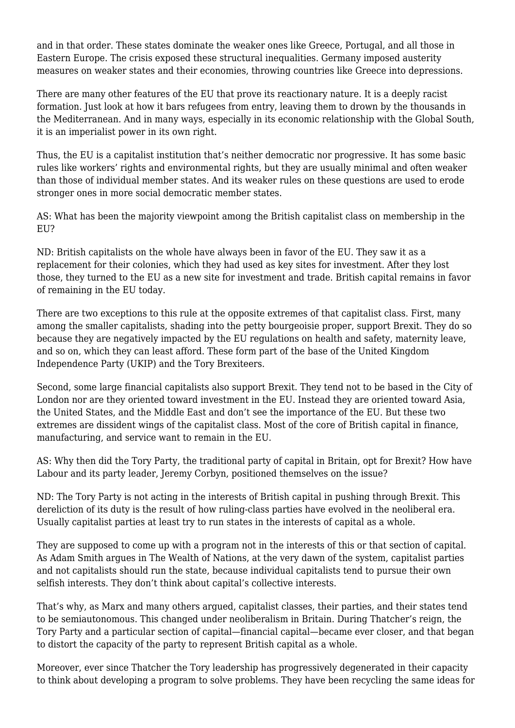and in that order. These states dominate the weaker ones like Greece, Portugal, and all those in Eastern Europe. The crisis exposed these structural inequalities. Germany imposed austerity measures on weaker states and their economies, throwing countries like Greece into depressions.

There are many other features of the EU that prove its reactionary nature. It is a deeply racist formation. Just look at how it bars refugees from entry, leaving them to drown by the thousands in the Mediterranean. And in many ways, especially in its economic relationship with the Global South, it is an imperialist power in its own right.

Thus, the EU is a capitalist institution that's neither democratic nor progressive. It has some basic rules like workers' rights and environmental rights, but they are usually minimal and often weaker than those of individual member states. And its weaker rules on these questions are used to erode stronger ones in more social democratic member states.

AS: What has been the majority viewpoint among the British capitalist class on membership in the EU?

ND: British capitalists on the whole have always been in favor of the EU. They saw it as a replacement for their colonies, which they had used as key sites for investment. After they lost those, they turned to the EU as a new site for investment and trade. British capital remains in favor of remaining in the EU today.

There are two exceptions to this rule at the opposite extremes of that capitalist class. First, many among the smaller capitalists, shading into the petty bourgeoisie proper, support Brexit. They do so because they are negatively impacted by the EU regulations on health and safety, maternity leave, and so on, which they can least afford. These form part of the base of the United Kingdom Independence Party (UKIP) and the Tory Brexiteers.

Second, some large financial capitalists also support Brexit. They tend not to be based in the City of London nor are they oriented toward investment in the EU. Instead they are oriented toward Asia, the United States, and the Middle East and don't see the importance of the EU. But these two extremes are dissident wings of the capitalist class. Most of the core of British capital in finance, manufacturing, and service want to remain in the EU.

AS: Why then did the Tory Party, the traditional party of capital in Britain, opt for Brexit? How have Labour and its party leader, Jeremy Corbyn, positioned themselves on the issue?

ND: The Tory Party is not acting in the interests of British capital in pushing through Brexit. This dereliction of its duty is the result of how ruling-class parties have evolved in the neoliberal era. Usually capitalist parties at least try to run states in the interests of capital as a whole.

They are supposed to come up with a program not in the interests of this or that section of capital. As Adam Smith argues in The Wealth of Nations, at the very dawn of the system, capitalist parties and not capitalists should run the state, because individual capitalists tend to pursue their own selfish interests. They don't think about capital's collective interests.

That's why, as Marx and many others argued, capitalist classes, their parties, and their states tend to be semiautonomous. This changed under neoliberalism in Britain. During Thatcher's reign, the Tory Party and a particular section of capital—financial capital—became ever closer, and that began to distort the capacity of the party to represent British capital as a whole.

Moreover, ever since Thatcher the Tory leadership has progressively degenerated in their capacity to think about developing a program to solve problems. They have been recycling the same ideas for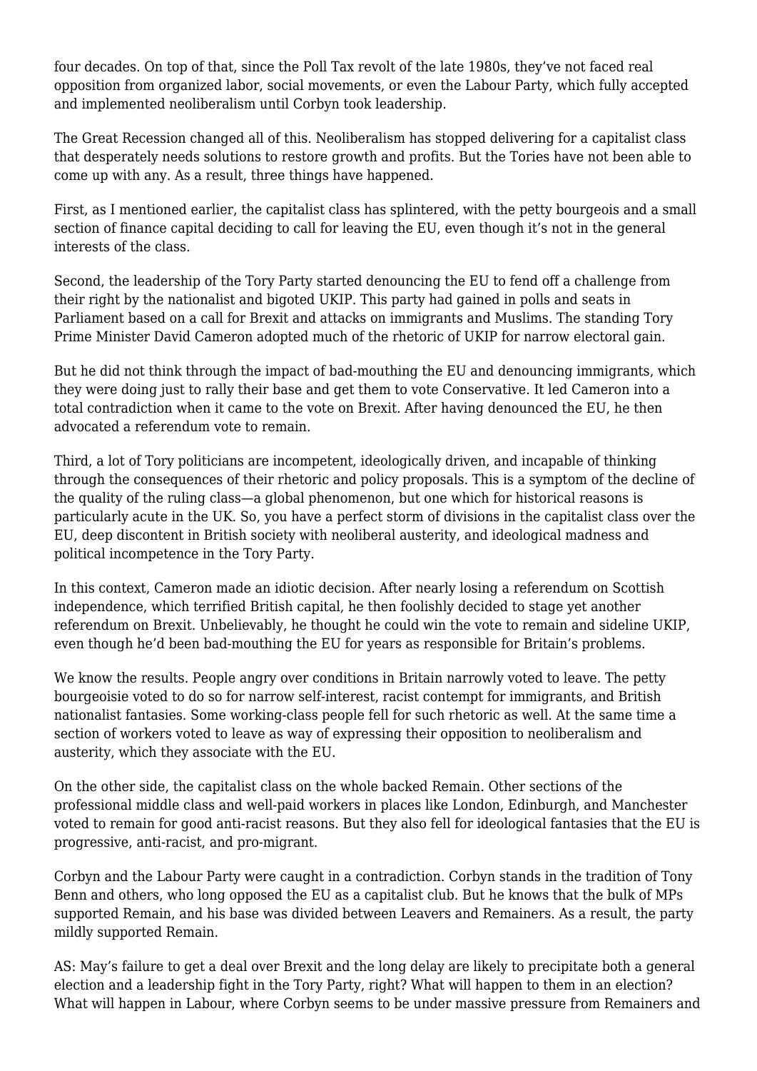four decades. On top of that, since the Poll Tax revolt of the late 1980s, they've not faced real opposition from organized labor, social movements, or even the Labour Party, which fully accepted and implemented neoliberalism until Corbyn took leadership.

The Great Recession changed all of this. Neoliberalism has stopped delivering for a capitalist class that desperately needs solutions to restore growth and profits. But the Tories have not been able to come up with any. As a result, three things have happened.

First, as I mentioned earlier, the capitalist class has splintered, with the petty bourgeois and a small section of finance capital deciding to call for leaving the EU, even though it's not in the general interests of the class.

Second, the leadership of the Tory Party started denouncing the EU to fend off a challenge from their right by the nationalist and bigoted UKIP. This party had gained in polls and seats in Parliament based on a call for Brexit and attacks on immigrants and Muslims. The standing Tory Prime Minister David Cameron adopted much of the rhetoric of UKIP for narrow electoral gain.

But he did not think through the impact of bad-mouthing the EU and denouncing immigrants, which they were doing just to rally their base and get them to vote Conservative. It led Cameron into a total contradiction when it came to the vote on Brexit. After having denounced the EU, he then advocated a referendum vote to remain.

Third, a lot of Tory politicians are incompetent, ideologically driven, and incapable of thinking through the consequences of their rhetoric and policy proposals. This is a symptom of the decline of the quality of the ruling class—a global phenomenon, but one which for historical reasons is particularly acute in the UK. So, you have a perfect storm of divisions in the capitalist class over the EU, deep discontent in British society with neoliberal austerity, and ideological madness and political incompetence in the Tory Party.

In this context, Cameron made an idiotic decision. After nearly losing a referendum on Scottish independence, which terrified British capital, he then foolishly decided to stage yet another referendum on Brexit. Unbelievably, he thought he could win the vote to remain and sideline UKIP, even though he'd been bad-mouthing the EU for years as responsible for Britain's problems.

We know the results. People angry over conditions in Britain narrowly voted to leave. The petty bourgeoisie voted to do so for narrow self-interest, racist contempt for immigrants, and British nationalist fantasies. Some working-class people fell for such rhetoric as well. At the same time a section of workers voted to leave as way of expressing their opposition to neoliberalism and austerity, which they associate with the EU.

On the other side, the capitalist class on the whole backed Remain. Other sections of the professional middle class and well-paid workers in places like London, Edinburgh, and Manchester voted to remain for good anti-racist reasons. But they also fell for ideological fantasies that the EU is progressive, anti-racist, and pro-migrant.

Corbyn and the Labour Party were caught in a contradiction. Corbyn stands in the tradition of Tony Benn and others, who long opposed the EU as a capitalist club. But he knows that the bulk of MPs supported Remain, and his base was divided between Leavers and Remainers. As a result, the party mildly supported Remain.

AS: May's failure to get a deal over Brexit and the long delay are likely to precipitate both a general election and a leadership fight in the Tory Party, right? What will happen to them in an election? What will happen in Labour, where Corbyn seems to be under massive pressure from Remainers and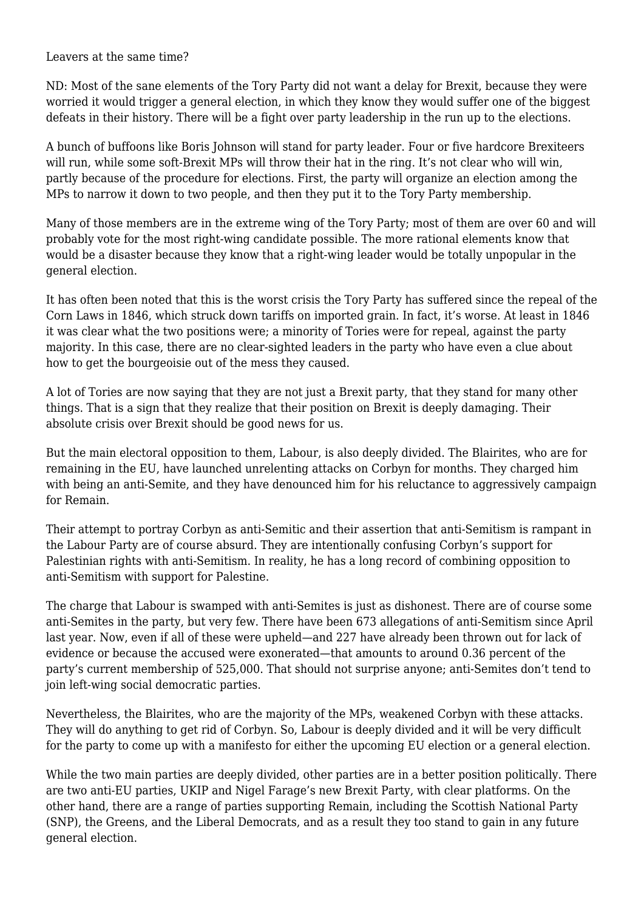Leavers at the same time?

ND: Most of the sane elements of the Tory Party did not want a delay for Brexit, because they were worried it would trigger a general election, in which they know they would suffer one of the biggest defeats in their history. There will be a fight over party leadership in the run up to the elections.

A bunch of buffoons like Boris Johnson will stand for party leader. Four or five hardcore Brexiteers will run, while some soft-Brexit MPs will throw their hat in the ring. It's not clear who will win, partly because of the procedure for elections. First, the party will organize an election among the MPs to narrow it down to two people, and then they put it to the Tory Party membership.

Many of those members are in the extreme wing of the Tory Party; most of them are over 60 and will probably vote for the most right-wing candidate possible. The more rational elements know that would be a disaster because they know that a right-wing leader would be totally unpopular in the general election.

It has often been noted that this is the worst crisis the Tory Party has suffered since the repeal of the Corn Laws in 1846, which struck down tariffs on imported grain. In fact, it's worse. At least in 1846 it was clear what the two positions were; a minority of Tories were for repeal, against the party majority. In this case, there are no clear-sighted leaders in the party who have even a clue about how to get the bourgeoisie out of the mess they caused.

A lot of Tories are now saying that they are not just a Brexit party, that they stand for many other things. That is a sign that they realize that their position on Brexit is deeply damaging. Their absolute crisis over Brexit should be good news for us.

But the main electoral opposition to them, Labour, is also deeply divided. The Blairites, who are for remaining in the EU, have launched unrelenting attacks on Corbyn for months. They charged him with being an anti-Semite, and they have denounced him for his reluctance to aggressively campaign for Remain.

Their attempt to portray Corbyn as anti-Semitic and their assertion that anti-Semitism is rampant in the Labour Party are of course absurd. They are intentionally confusing Corbyn's support for Palestinian rights with anti-Semitism. In reality, he has a long record of combining opposition to anti-Semitism with support for Palestine.

The charge that Labour is swamped with anti-Semites is just as dishonest. There are of course some anti-Semites in the party, but very few. There have been 673 allegations of anti-Semitism since April last year. Now, even if all of these were upheld—and 227 have already been thrown out for lack of evidence or because the accused were exonerated—that amounts to around 0.36 percent of the party's current membership of 525,000. That should not surprise anyone; anti-Semites don't tend to join left-wing social democratic parties.

Nevertheless, the Blairites, who are the majority of the MPs, weakened Corbyn with these attacks. They will do anything to get rid of Corbyn. So, Labour is deeply divided and it will be very difficult for the party to come up with a manifesto for either the upcoming EU election or a general election.

While the two main parties are deeply divided, other parties are in a better position politically. There are two anti-EU parties, UKIP and Nigel Farage's new Brexit Party, with clear platforms. On the other hand, there are a range of parties supporting Remain, including the Scottish National Party (SNP), the Greens, and the Liberal Democrats, and as a result they too stand to gain in any future general election.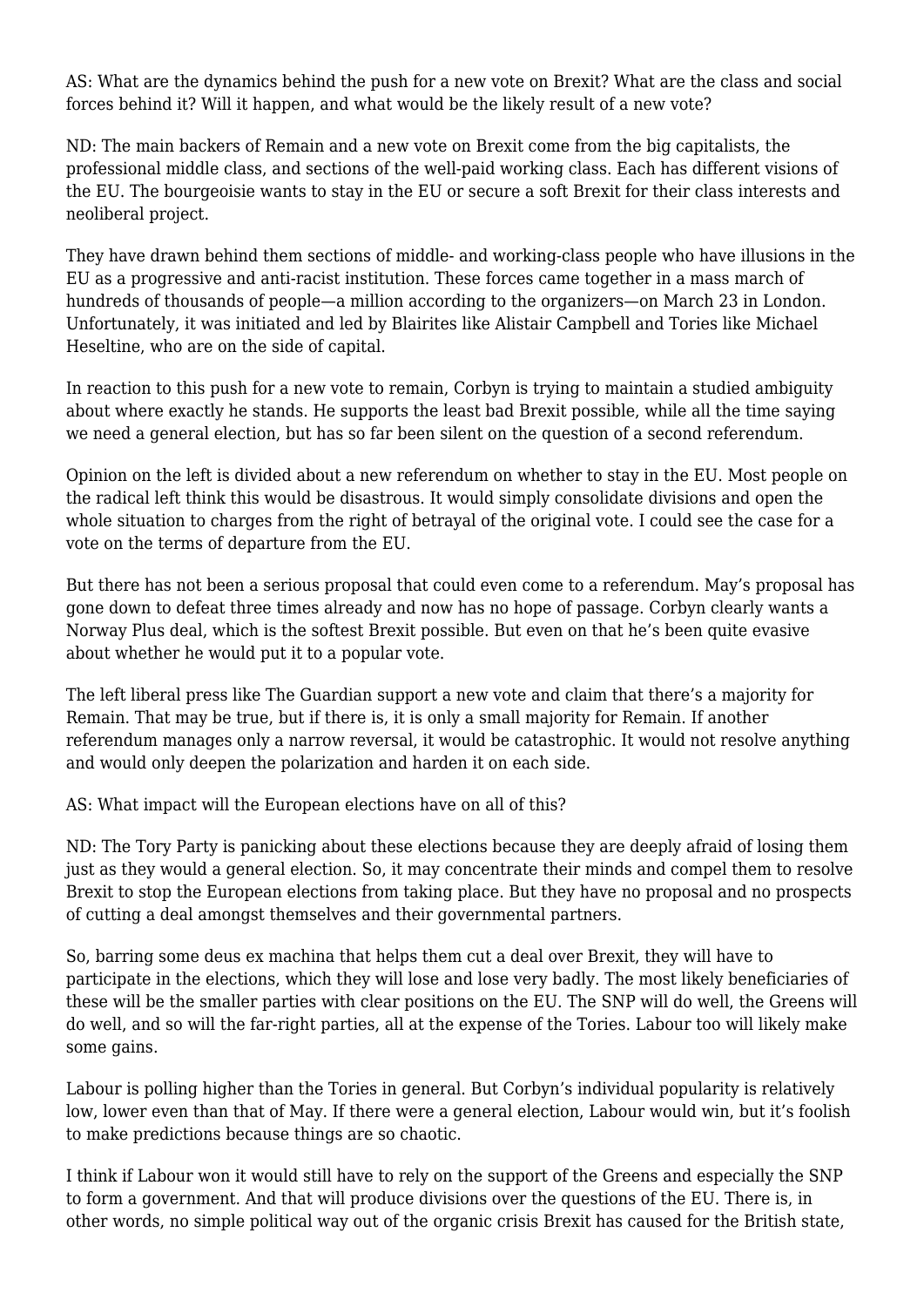AS: What are the dynamics behind the push for a new vote on Brexit? What are the class and social forces behind it? Will it happen, and what would be the likely result of a new vote?

ND: The main backers of Remain and a new vote on Brexit come from the big capitalists, the professional middle class, and sections of the well-paid working class. Each has different visions of the EU. The bourgeoisie wants to stay in the EU or secure a soft Brexit for their class interests and neoliberal project.

They have drawn behind them sections of middle- and working-class people who have illusions in the EU as a progressive and anti-racist institution. These forces came together in a mass march of hundreds of thousands of people—a million according to the organizers—on March 23 in London. Unfortunately, it was initiated and led by Blairites like Alistair Campbell and Tories like Michael Heseltine, who are on the side of capital.

In reaction to this push for a new vote to remain, Corbyn is trying to maintain a studied ambiguity about where exactly he stands. He supports the least bad Brexit possible, while all the time saying we need a general election, but has so far been silent on the question of a second referendum.

Opinion on the left is divided about a new referendum on whether to stay in the EU. Most people on the radical left think this would be disastrous. It would simply consolidate divisions and open the whole situation to charges from the right of betrayal of the original vote. I could see the case for a vote on the terms of departure from the EU.

But there has not been a serious proposal that could even come to a referendum. May's proposal has gone down to defeat three times already and now has no hope of passage. Corbyn clearly wants a Norway Plus deal, which is the softest Brexit possible. But even on that he's been quite evasive about whether he would put it to a popular vote.

The left liberal press like The Guardian support a new vote and claim that there's a majority for Remain. That may be true, but if there is, it is only a small majority for Remain. If another referendum manages only a narrow reversal, it would be catastrophic. It would not resolve anything and would only deepen the polarization and harden it on each side.

AS: What impact will the European elections have on all of this?

ND: The Tory Party is panicking about these elections because they are deeply afraid of losing them just as they would a general election. So, it may concentrate their minds and compel them to resolve Brexit to stop the European elections from taking place. But they have no proposal and no prospects of cutting a deal amongst themselves and their governmental partners.

So, barring some deus ex machina that helps them cut a deal over Brexit, they will have to participate in the elections, which they will lose and lose very badly. The most likely beneficiaries of these will be the smaller parties with clear positions on the EU. The SNP will do well, the Greens will do well, and so will the far-right parties, all at the expense of the Tories. Labour too will likely make some gains.

Labour is polling higher than the Tories in general. But Corbyn's individual popularity is relatively low, lower even than that of May. If there were a general election, Labour would win, but it's foolish to make predictions because things are so chaotic.

I think if Labour won it would still have to rely on the support of the Greens and especially the SNP to form a government. And that will produce divisions over the questions of the EU. There is, in other words, no simple political way out of the organic crisis Brexit has caused for the British state,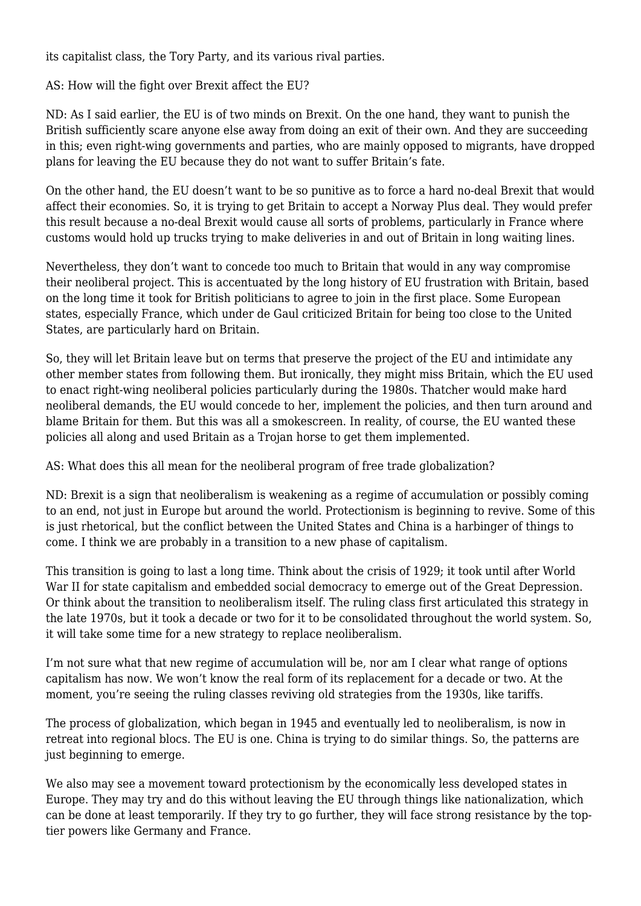its capitalist class, the Tory Party, and its various rival parties.

AS: How will the fight over Brexit affect the EU?

ND: As I said earlier, the EU is of two minds on Brexit. On the one hand, they want to punish the British sufficiently scare anyone else away from doing an exit of their own. And they are succeeding in this; even right-wing governments and parties, who are mainly opposed to migrants, have dropped plans for leaving the EU because they do not want to suffer Britain's fate.

On the other hand, the EU doesn't want to be so punitive as to force a hard no-deal Brexit that would affect their economies. So, it is trying to get Britain to accept a Norway Plus deal. They would prefer this result because a no-deal Brexit would cause all sorts of problems, particularly in France where customs would hold up trucks trying to make deliveries in and out of Britain in long waiting lines.

Nevertheless, they don't want to concede too much to Britain that would in any way compromise their neoliberal project. This is accentuated by the long history of EU frustration with Britain, based on the long time it took for British politicians to agree to join in the first place. Some European states, especially France, which under de Gaul criticized Britain for being too close to the United States, are particularly hard on Britain.

So, they will let Britain leave but on terms that preserve the project of the EU and intimidate any other member states from following them. But ironically, they might miss Britain, which the EU used to enact right-wing neoliberal policies particularly during the 1980s. Thatcher would make hard neoliberal demands, the EU would concede to her, implement the policies, and then turn around and blame Britain for them. But this was all a smokescreen. In reality, of course, the EU wanted these policies all along and used Britain as a Trojan horse to get them implemented.

AS: What does this all mean for the neoliberal program of free trade globalization?

ND: Brexit is a sign that neoliberalism is weakening as a regime of accumulation or possibly coming to an end, not just in Europe but around the world. Protectionism is beginning to revive. Some of this is just rhetorical, but the conflict between the United States and China is a harbinger of things to come. I think we are probably in a transition to a new phase of capitalism.

This transition is going to last a long time. Think about the crisis of 1929; it took until after World War II for state capitalism and embedded social democracy to emerge out of the Great Depression. Or think about the transition to neoliberalism itself. The ruling class first articulated this strategy in the late 1970s, but it took a decade or two for it to be consolidated throughout the world system. So, it will take some time for a new strategy to replace neoliberalism.

I'm not sure what that new regime of accumulation will be, nor am I clear what range of options capitalism has now. We won't know the real form of its replacement for a decade or two. At the moment, you're seeing the ruling classes reviving old strategies from the 1930s, like tariffs.

The process of globalization, which began in 1945 and eventually led to neoliberalism, is now in retreat into regional blocs. The EU is one. China is trying to do similar things. So, the patterns are just beginning to emerge.

We also may see a movement toward protectionism by the economically less developed states in Europe. They may try and do this without leaving the EU through things like nationalization, which can be done at least temporarily. If they try to go further, they will face strong resistance by the top-tier powers like Germany and France.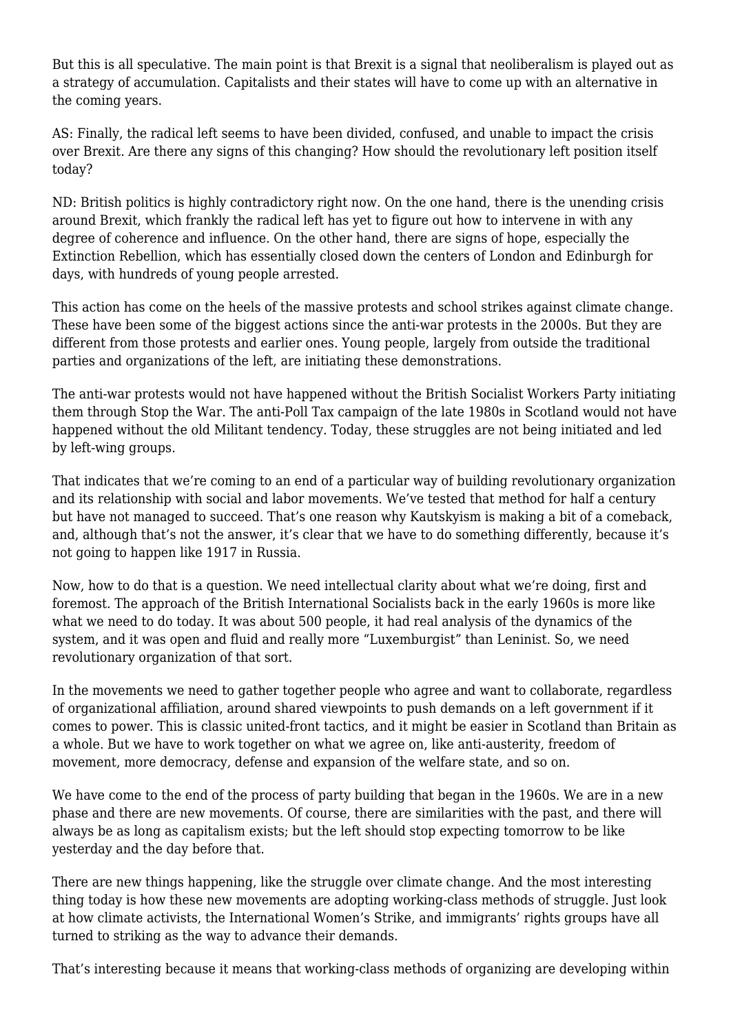But this is all speculative. The main point is that Brexit is a signal that neoliberalism is played out as a strategy of accumulation. Capitalists and their states will have to come up with an alternative in the coming years.

AS: Finally, the radical left seems to have been divided, confused, and unable to impact the crisis over Brexit. Are there any signs of this changing? How should the revolutionary left position itself today?

ND: British politics is highly contradictory right now. On the one hand, there is the unending crisis around Brexit, which frankly the radical left has yet to figure out how to intervene in with any degree of coherence and influence. On the other hand, there are signs of hope, especially the Extinction Rebellion, which has essentially closed down the centers of London and Edinburgh for days, with hundreds of young people arrested.

This action has come on the heels of the massive protests and school strikes against climate change. These have been some of the biggest actions since the anti-war protests in the 2000s. But they are different from those protests and earlier ones. Young people, largely from outside the traditional parties and organizations of the left, are initiating these demonstrations.

The anti-war protests would not have happened without the British Socialist Workers Party initiating them through Stop the War. The anti-Poll Tax campaign of the late 1980s in Scotland would not have happened without the old Militant tendency. Today, these struggles are not being initiated and led by left-wing groups.

That indicates that we're coming to an end of a particular way of building revolutionary organization and its relationship with social and labor movements. We've tested that method for half a century but have not managed to succeed. That's one reason why Kautskyism is making a bit of a comeback, and, although that's not the answer, it's clear that we have to do something differently, because it's not going to happen like 1917 in Russia.

Now, how to do that is a question. We need intellectual clarity about what we're doing, first and foremost. The approach of the British International Socialists back in the early 1960s is more like what we need to do today. It was about 500 people, it had real analysis of the dynamics of the system, and it was open and fluid and really more "Luxemburgist" than Leninist. So, we need revolutionary organization of that sort.

In the movements we need to gather together people who agree and want to collaborate, regardless of organizational affiliation, around shared viewpoints to push demands on a left government if it comes to power. This is classic united-front tactics, and it might be easier in Scotland than Britain as a whole. But we have to work together on what we agree on, like anti-austerity, freedom of movement, more democracy, defense and expansion of the welfare state, and so on.

We have come to the end of the process of party building that began in the 1960s. We are in a new phase and there are new movements. Of course, there are similarities with the past, and there will always be as long as capitalism exists; but the left should stop expecting tomorrow to be like yesterday and the day before that.

There are new things happening, like the struggle over climate change. And the most interesting thing today is how these new movements are adopting working-class methods of struggle. Just look at how climate activists, the International Women's Strike, and immigrants' rights groups have all turned to striking as the way to advance their demands.

That's interesting because it means that working-class methods of organizing are developing within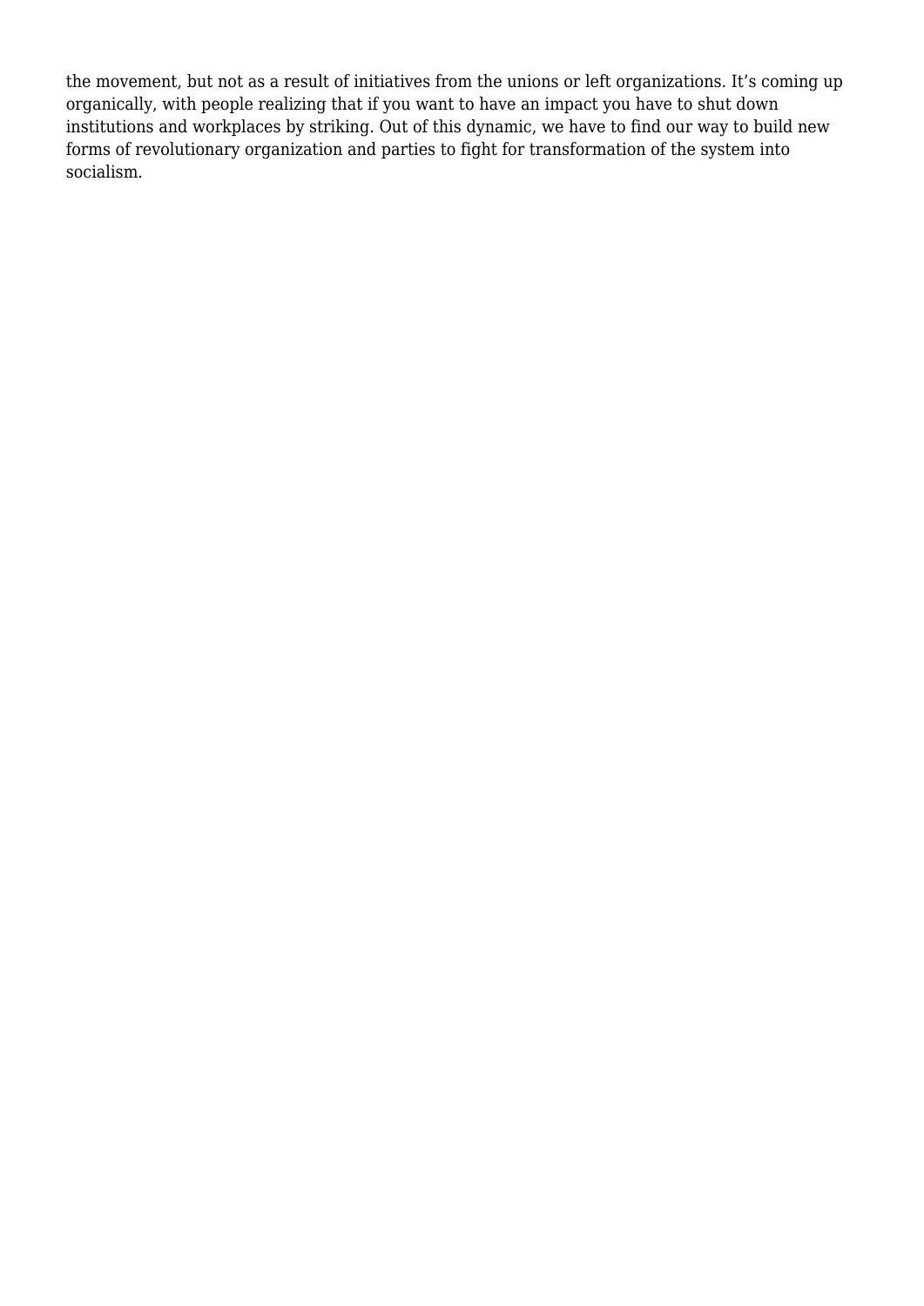the movement, but not as a result of initiatives from the unions or left organizations. It's coming up organically, with people realizing that if you want to have an impact you have to shut down institutions and workplaces by striking. Out of this dynamic, we have to find our way to build new forms of revolutionary organization and parties to fight for transformation of the system into socialism.